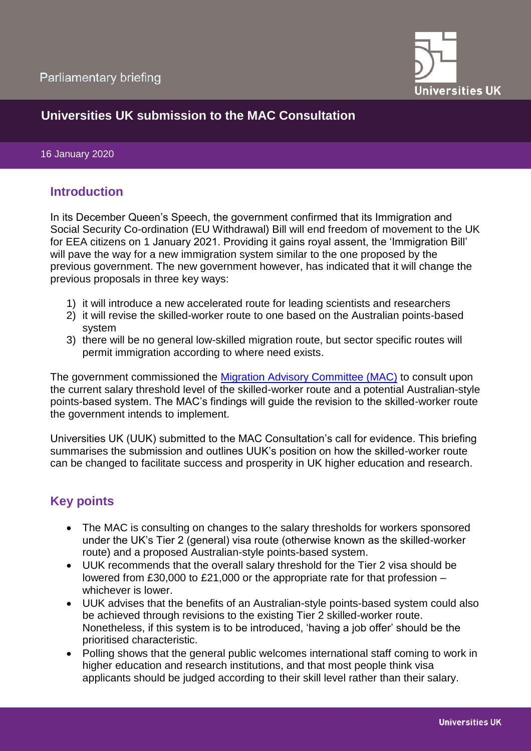Parliamentary briefing

# Universities UK submission to the MAC Consultation

16 January 2020

## Introduction

In its December Queen's Speech, the government confirmed that its Immigration and Social Security Co-ordination (EU Withdrawal) Bill will end freedom of movement to the UK for EEA citizens on 1 January 2021. Providing it gains royal assent, the 'Immigration Bill' will pave the way for a new immigration system similar to the one proposed by the previous government. The new government however, has indicated that it will change the previous proposals in three key ways:

1) it will introduce a new accelerated route for leading scientists and researchers
2) it will revise the skilled-worker route to one based on the Australian points-based system
3) there will be no general low-skilled migration route, but sector specific routes will permit immigration according to where need exists.

The government commissioned the [Migration Advisory Committee (MAC)] to consult upon the current salary threshold level of the skilled-worker route and a potential Australian-style points-based system. The MAC's findings will guide the revision to the skilled-worker route the government intends to implement.

Universities UK (UUK) submitted to the MAC Consultation's call for evidence. This briefing summarises the submission and outlines UUK's position on how the skilled-worker route can be changed to facilitate success and prosperity in UK higher education and research.

## Key points

- The MAC is consulting on changes to the salary thresholds for workers sponsored under the UK's Tier 2 (general) visa route (otherwise known as the skilled-worker route) and a proposed Australian-style points-based system.
- UUK recommends that the overall salary threshold for the Tier 2 visa should be lowered from £30,000 to £21,000 or the appropriate rate for that profession – whichever is lower.
- UUK advises that the benefits of an Australian-style points-based system could also be achieved through revisions to the existing Tier 2 skilled-worker route. Nonetheless, if this system is to be introduced, 'having a job offer' should be the prioritised characteristic.
- Polling shows that the general public welcomes international staff coming to work in higher education and research institutions, and that most people think visa applicants should be judged according to their skill level rather than their salary.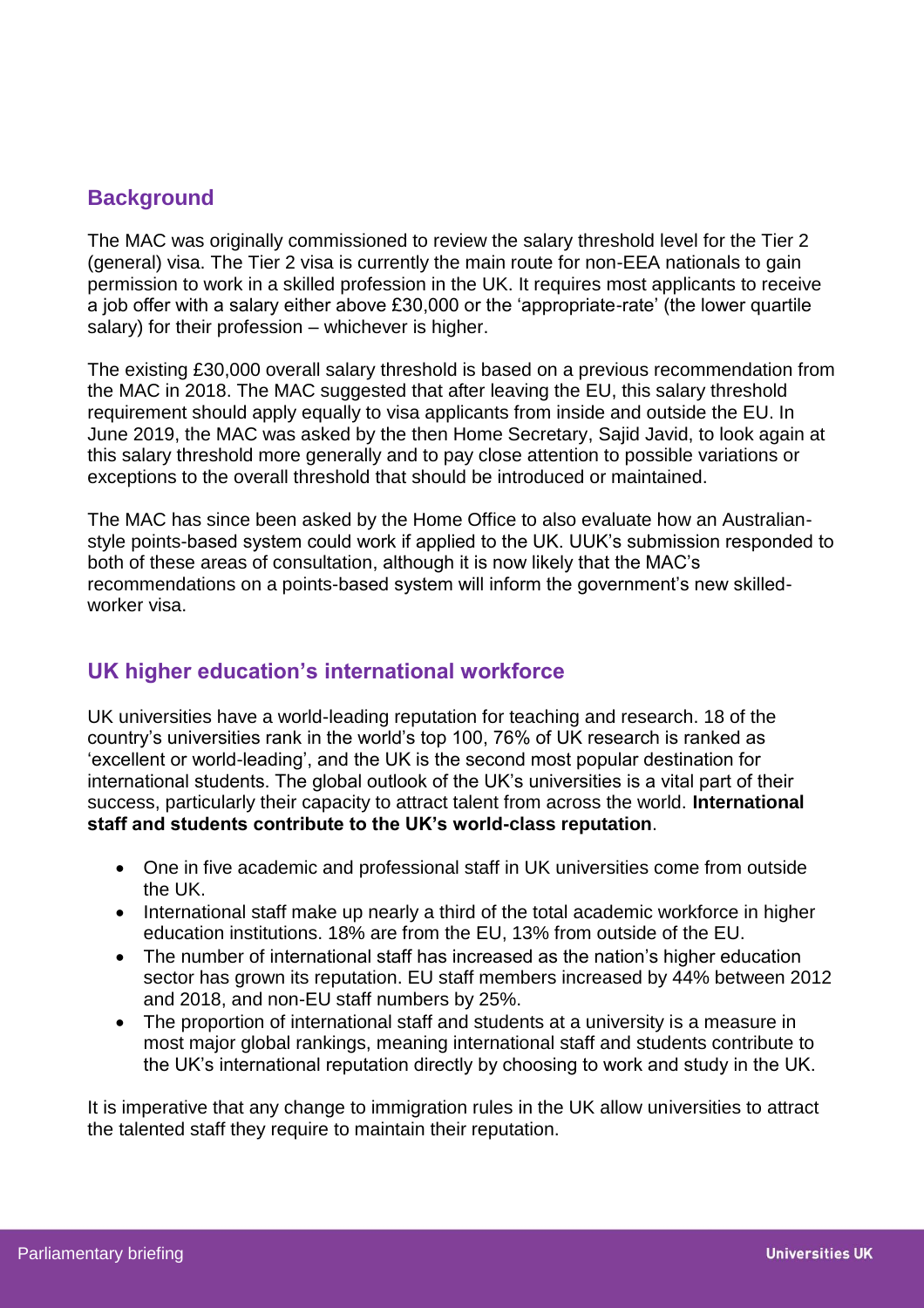## Background

The MAC was originally commissioned to review the salary threshold level for the Tier 2 (general) visa. The Tier 2 visa is currently the main route for non-EEA nationals to gain permission to work in a skilled profession in the UK. It requires most applicants to receive a job offer with a salary either above £30,000 or the 'appropriate-rate' (the lower quartile salary) for their profession – whichever is higher.

The existing £30,000 overall salary threshold is based on a previous recommendation from the MAC in 2018. The MAC suggested that after leaving the EU, this salary threshold requirement should apply equally to visa applicants from inside and outside the EU. In June 2019, the MAC was asked by the then Home Secretary, Sajid Javid, to look again at this salary threshold more generally and to pay close attention to possible variations or exceptions to the overall threshold that should be introduced or maintained.

The MAC has since been asked by the Home Office to also evaluate how an Australian-style points-based system could work if applied to the UK. UUK's submission responded to both of these areas of consultation, although it is now likely that the MAC's recommendations on a points-based system will inform the government's new skilled-worker visa.

## UK higher education's international workforce

UK universities have a world-leading reputation for teaching and research. 18 of the country's universities rank in the world's top 100, 76% of UK research is ranked as 'excellent or world-leading', and the UK is the second most popular destination for international students. The global outlook of the UK's universities is a vital part of their success, particularly their capacity to attract talent from across the world. **International staff and students contribute to the UK's world-class reputation**.

- One in five academic and professional staff in UK universities come from outside the UK.
- International staff make up nearly a third of the total academic workforce in higher education institutions. 18% are from the EU, 13% from outside of the EU.
- The number of international staff has increased as the nation's higher education sector has grown its reputation. EU staff members increased by 44% between 2012 and 2018, and non-EU staff numbers by 25%.
- The proportion of international staff and students at a university is a measure in most major global rankings, meaning international staff and students contribute to the UK's international reputation directly by choosing to work and study in the UK.

It is imperative that any change to immigration rules in the UK allow universities to attract the talented staff they require to maintain their reputation.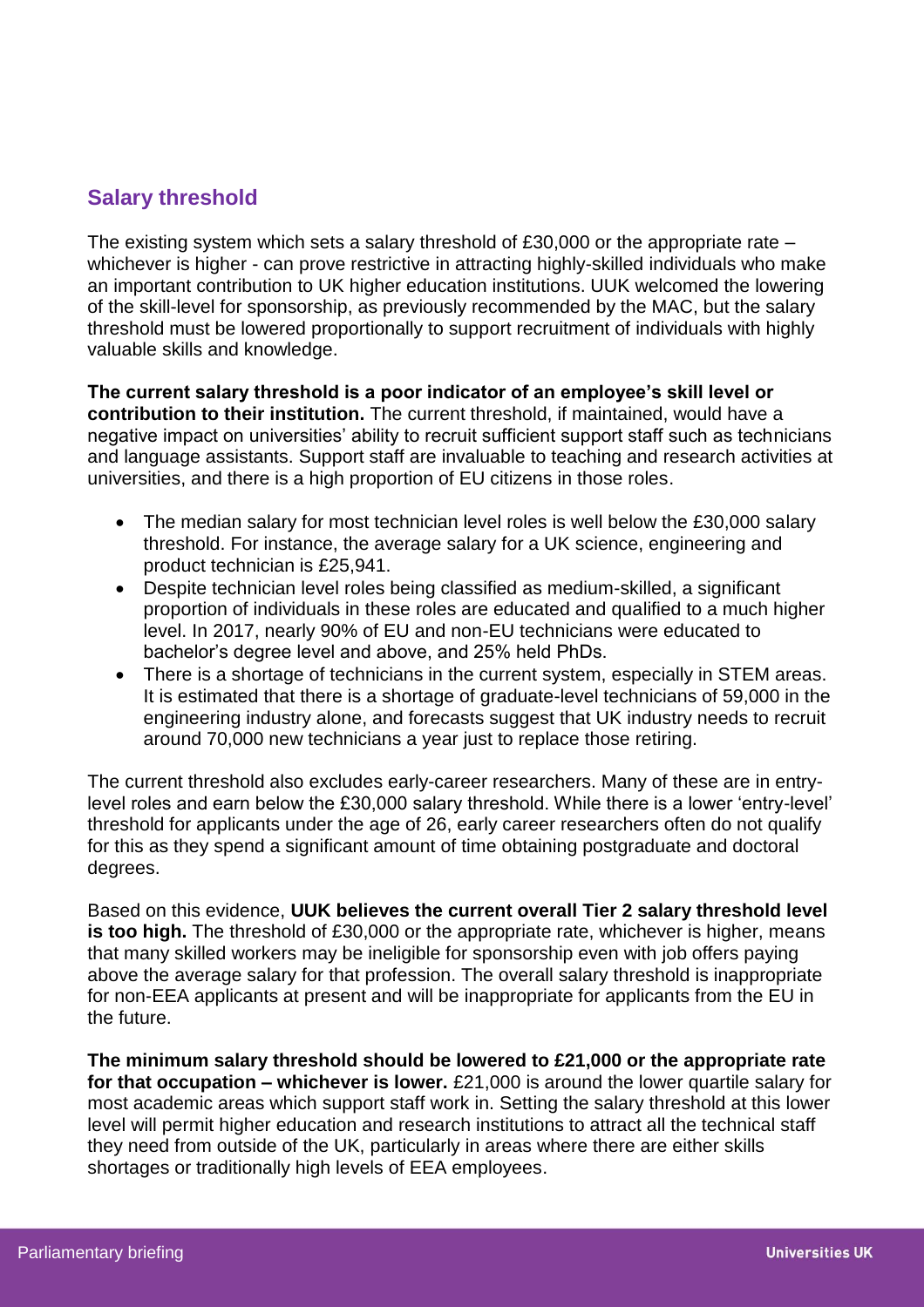## Salary threshold

The existing system which sets a salary threshold of £30,000 or the appropriate rate – whichever is higher - can prove restrictive in attracting highly-skilled individuals who make an important contribution to UK higher education institutions. UUK welcomed the lowering of the skill-level for sponsorship, as previously recommended by the MAC, but the salary threshold must be lowered proportionally to support recruitment of individuals with highly valuable skills and knowledge.

**The current salary threshold is a poor indicator of an employee's skill level or contribution to their institution.** The current threshold, if maintained, would have a negative impact on universities' ability to recruit sufficient support staff such as technicians and language assistants. Support staff are invaluable to teaching and research activities at universities, and there is a high proportion of EU citizens in those roles.

- The median salary for most technician level roles is well below the £30,000 salary threshold. For instance, the average salary for a UK science, engineering and product technician is £25,941.
- Despite technician level roles being classified as medium-skilled, a significant proportion of individuals in these roles are educated and qualified to a much higher level. In 2017, nearly 90% of EU and non-EU technicians were educated to bachelor's degree level and above, and 25% held PhDs.
- There is a shortage of technicians in the current system, especially in STEM areas. It is estimated that there is a shortage of graduate-level technicians of 59,000 in the engineering industry alone, and forecasts suggest that UK industry needs to recruit around 70,000 new technicians a year just to replace those retiring.

The current threshold also excludes early-career researchers. Many of these are in entry-level roles and earn below the £30,000 salary threshold. While there is a lower 'entry-level' threshold for applicants under the age of 26, early career researchers often do not qualify for this as they spend a significant amount of time obtaining postgraduate and doctoral degrees.

Based on this evidence, **UUK believes the current overall Tier 2 salary threshold level is too high.** The threshold of £30,000 or the appropriate rate, whichever is higher, means that many skilled workers may be ineligible for sponsorship even with job offers paying above the average salary for that profession. The overall salary threshold is inappropriate for non-EEA applicants at present and will be inappropriate for applicants from the EU in the future.

**The minimum salary threshold should be lowered to £21,000 or the appropriate rate for that occupation – whichever is lower.** £21,000 is around the lower quartile salary for most academic areas which support staff work in. Setting the salary threshold at this lower level will permit higher education and research institutions to attract all the technical staff they need from outside of the UK, particularly in areas where there are either skills shortages or traditionally high levels of EEA employees.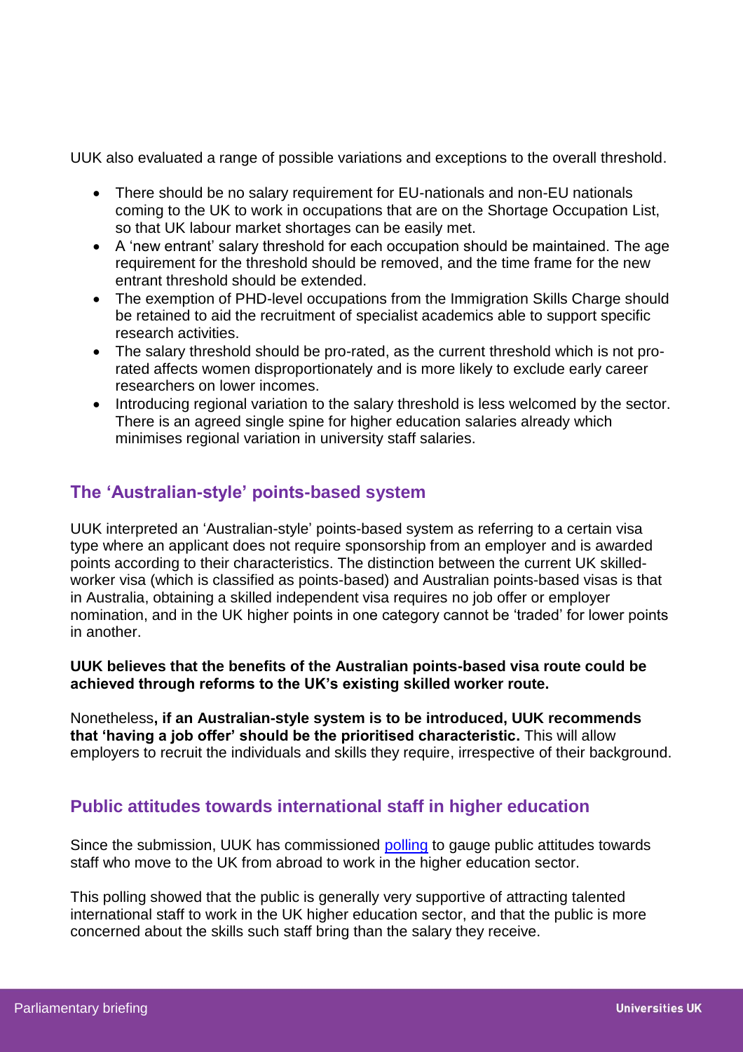UUK also evaluated a range of possible variations and exceptions to the overall threshold.

- There should be no salary requirement for EU-nationals and non-EU nationals coming to the UK to work in occupations that are on the Shortage Occupation List, so that UK labour market shortages can be easily met.
- A 'new entrant' salary threshold for each occupation should be maintained. The age requirement for the threshold should be removed, and the time frame for the new entrant threshold should be extended.
- The exemption of PHD-level occupations from the Immigration Skills Charge should be retained to aid the recruitment of specialist academics able to support specific research activities.
- The salary threshold should be pro-rated, as the current threshold which is not pro-rated affects women disproportionately and is more likely to exclude early career researchers on lower incomes.
- Introducing regional variation to the salary threshold is less welcomed by the sector. There is an agreed single spine for higher education salaries already which minimises regional variation in university staff salaries.

## The 'Australian-style' points-based system

UUK interpreted an 'Australian-style' points-based system as referring to a certain visa type where an applicant does not require sponsorship from an employer and is awarded points according to their characteristics. The distinction between the current UK skilled-worker visa (which is classified as points-based) and Australian points-based visas is that in Australia, obtaining a skilled independent visa requires no job offer or employer nomination, and in the UK higher points in one category cannot be 'traded' for lower points in another.

**UUK believes that the benefits of the Australian points-based visa route could be achieved through reforms to the UK's existing skilled worker route.**

Nonetheless**, if an Australian-style system is to be introduced, UUK recommends that 'having a job offer' should be the prioritised characteristic.** This will allow employers to recruit the individuals and skills they require, irrespective of their background.

## Public attitudes towards international staff in higher education

Since the submission, UUK has commissioned polling to gauge public attitudes towards staff who move to the UK from abroad to work in the higher education sector.

This polling showed that the public is generally very supportive of attracting talented international staff to work in the UK higher education sector, and that the public is more concerned about the skills such staff bring than the salary they receive.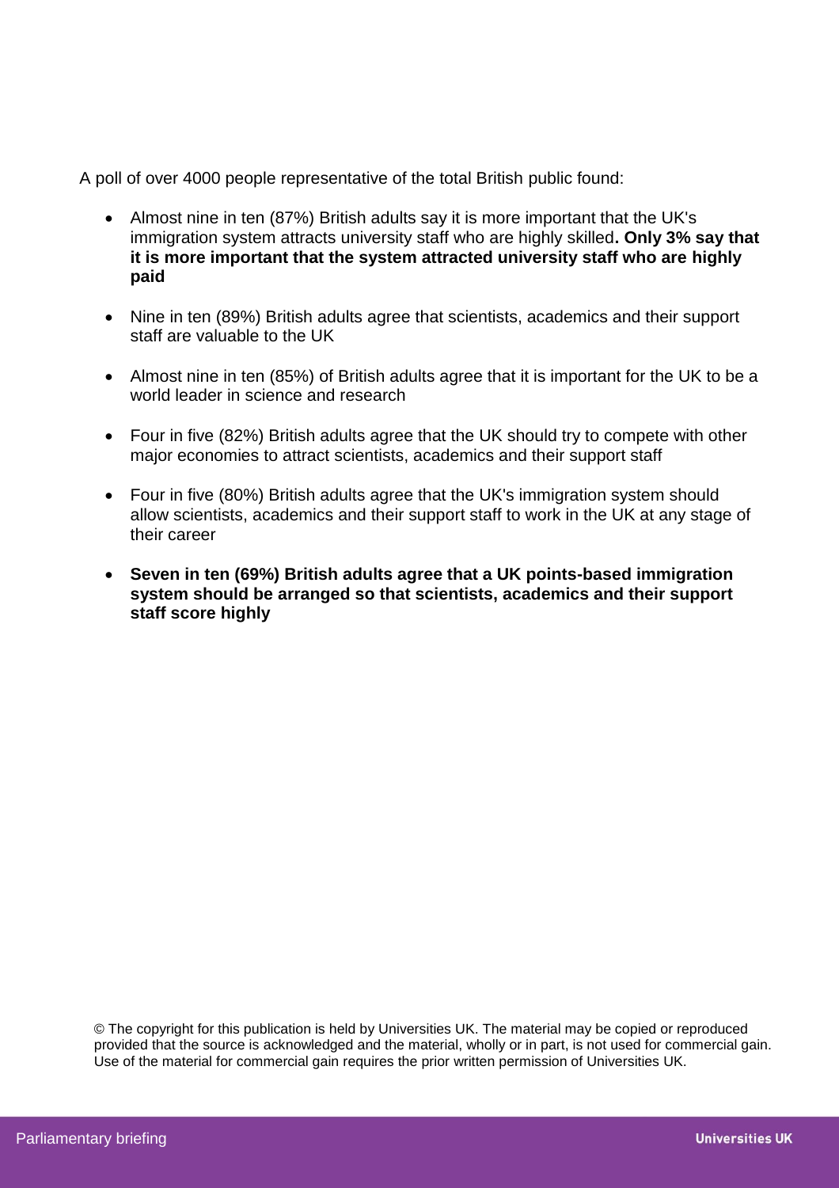A poll of over 4000 people representative of the total British public found:

- Almost nine in ten (87%) British adults say it is more important that the UK's immigration system attracts university staff who are highly skilled**. Only 3% say that it is more important that the system attracted university staff who are highly paid**
- Nine in ten (89%) British adults agree that scientists, academics and their support staff are valuable to the UK
- Almost nine in ten (85%) of British adults agree that it is important for the UK to be a world leader in science and research
- Four in five (82%) British adults agree that the UK should try to compete with other major economies to attract scientists, academics and their support staff
- Four in five (80%) British adults agree that the UK's immigration system should allow scientists, academics and their support staff to work in the UK at any stage of their career
- **Seven in ten (69%) British adults agree that a UK points-based immigration system should be arranged so that scientists, academics and their support staff score highly**

© The copyright for this publication is held by Universities UK. The material may be copied or reproduced provided that the source is acknowledged and the material, wholly or in part, is not used for commercial gain. Use of the material for commercial gain requires the prior written permission of Universities UK.